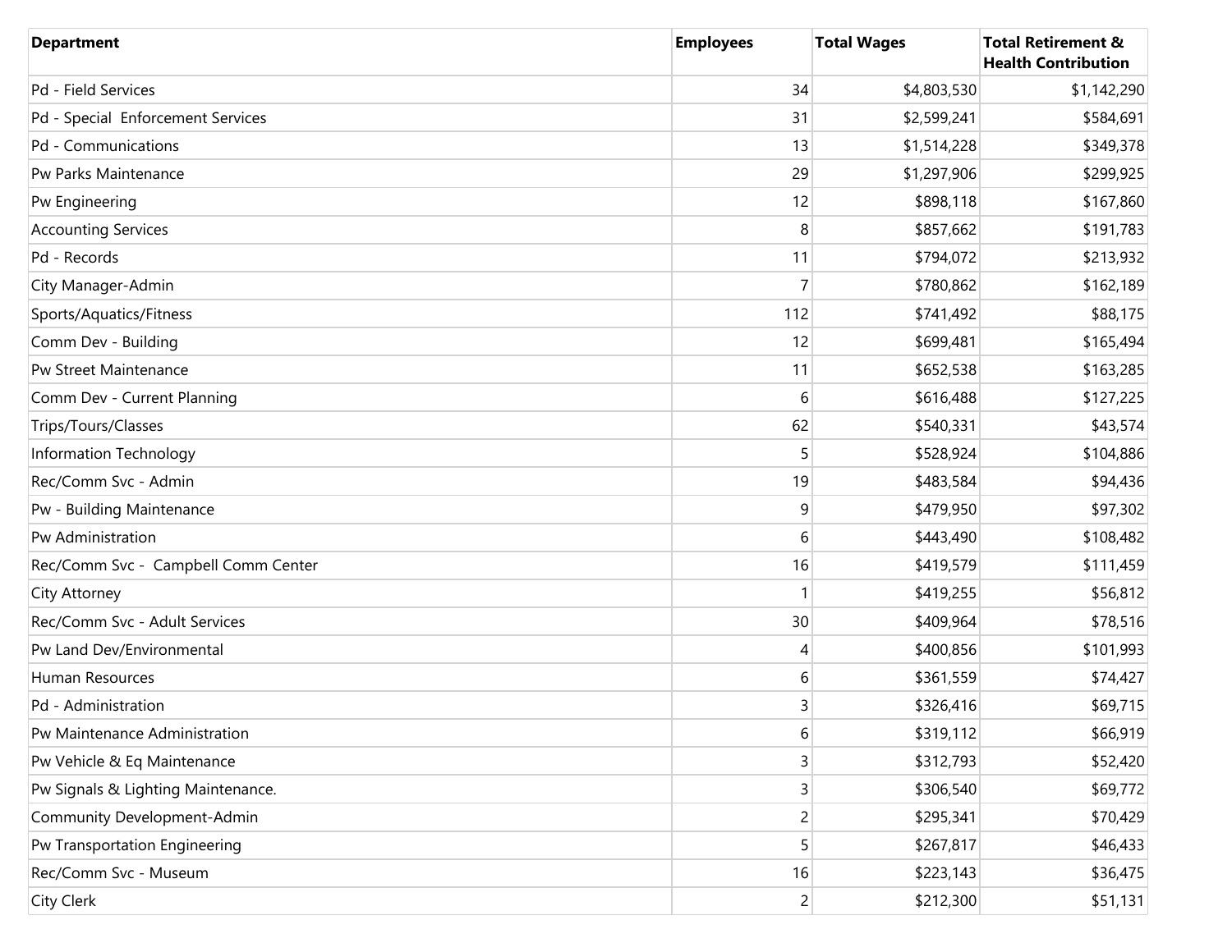| Department | Employees | Total Wages | Total Retirement & Health Contribution |
|---|---|---|---|
| Pd - Field Services | 34 | $4,803,530 | $1,142,290 |
| Pd - Special  Enforcement Services | 31 | $2,599,241 | $584,691 |
| Pd - Communications | 13 | $1,514,228 | $349,378 |
| Pw Parks Maintenance | 29 | $1,297,906 | $299,925 |
| Pw Engineering | 12 | $898,118 | $167,860 |
| Accounting Services | 8 | $857,662 | $191,783 |
| Pd - Records | 11 | $794,072 | $213,932 |
| City Manager-Admin | 7 | $780,862 | $162,189 |
| Sports/Aquatics/Fitness | 112 | $741,492 | $88,175 |
| Comm Dev - Building | 12 | $699,481 | $165,494 |
| Pw Street Maintenance | 11 | $652,538 | $163,285 |
| Comm Dev - Current Planning | 6 | $616,488 | $127,225 |
| Trips/Tours/Classes | 62 | $540,331 | $43,574 |
| Information Technology | 5 | $528,924 | $104,886 |
| Rec/Comm Svc - Admin | 19 | $483,584 | $94,436 |
| Pw - Building Maintenance | 9 | $479,950 | $97,302 |
| Pw Administration | 6 | $443,490 | $108,482 |
| Rec/Comm Svc -  Campbell Comm Center | 16 | $419,579 | $111,459 |
| City Attorney | 1 | $419,255 | $56,812 |
| Rec/Comm Svc - Adult Services | 30 | $409,964 | $78,516 |
| Pw Land Dev/Environmental | 4 | $400,856 | $101,993 |
| Human Resources | 6 | $361,559 | $74,427 |
| Pd - Administration | 3 | $326,416 | $69,715 |
| Pw Maintenance Administration | 6 | $319,112 | $66,919 |
| Pw Vehicle & Eq Maintenance | 3 | $312,793 | $52,420 |
| Pw Signals & Lighting Maintenance. | 3 | $306,540 | $69,772 |
| Community Development-Admin | 2 | $295,341 | $70,429 |
| Pw Transportation Engineering | 5 | $267,817 | $46,433 |
| Rec/Comm Svc - Museum | 16 | $223,143 | $36,475 |
| City Clerk | 2 | $212,300 | $51,131 |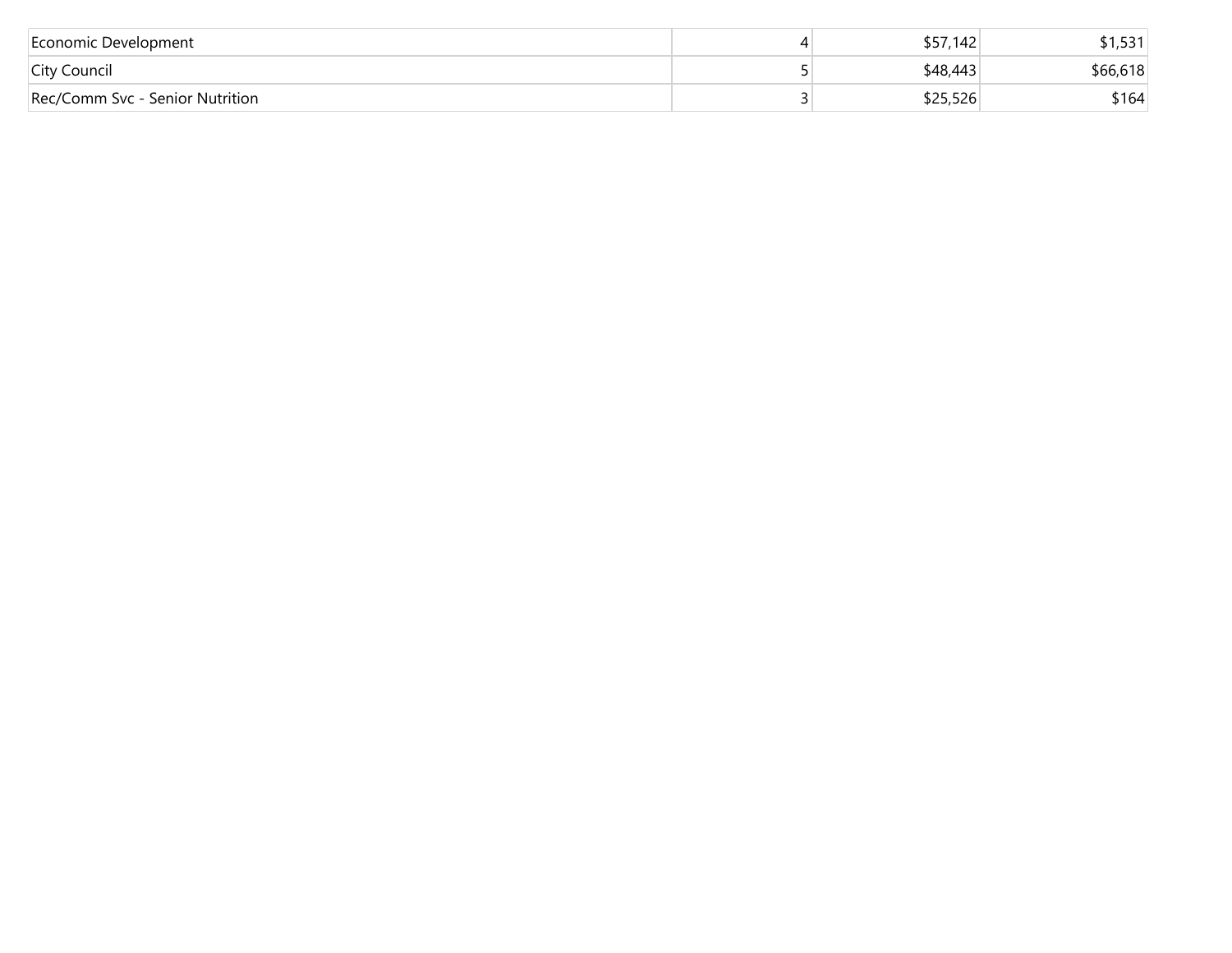| | | | |
|---|---|---|---|
| Economic Development | 4 | $57,142 | $1,531 |
| City Council | 5 | $48,443 | $66,618 |
| Rec/Comm Svc - Senior Nutrition | 3 | $25,526 | $164 |